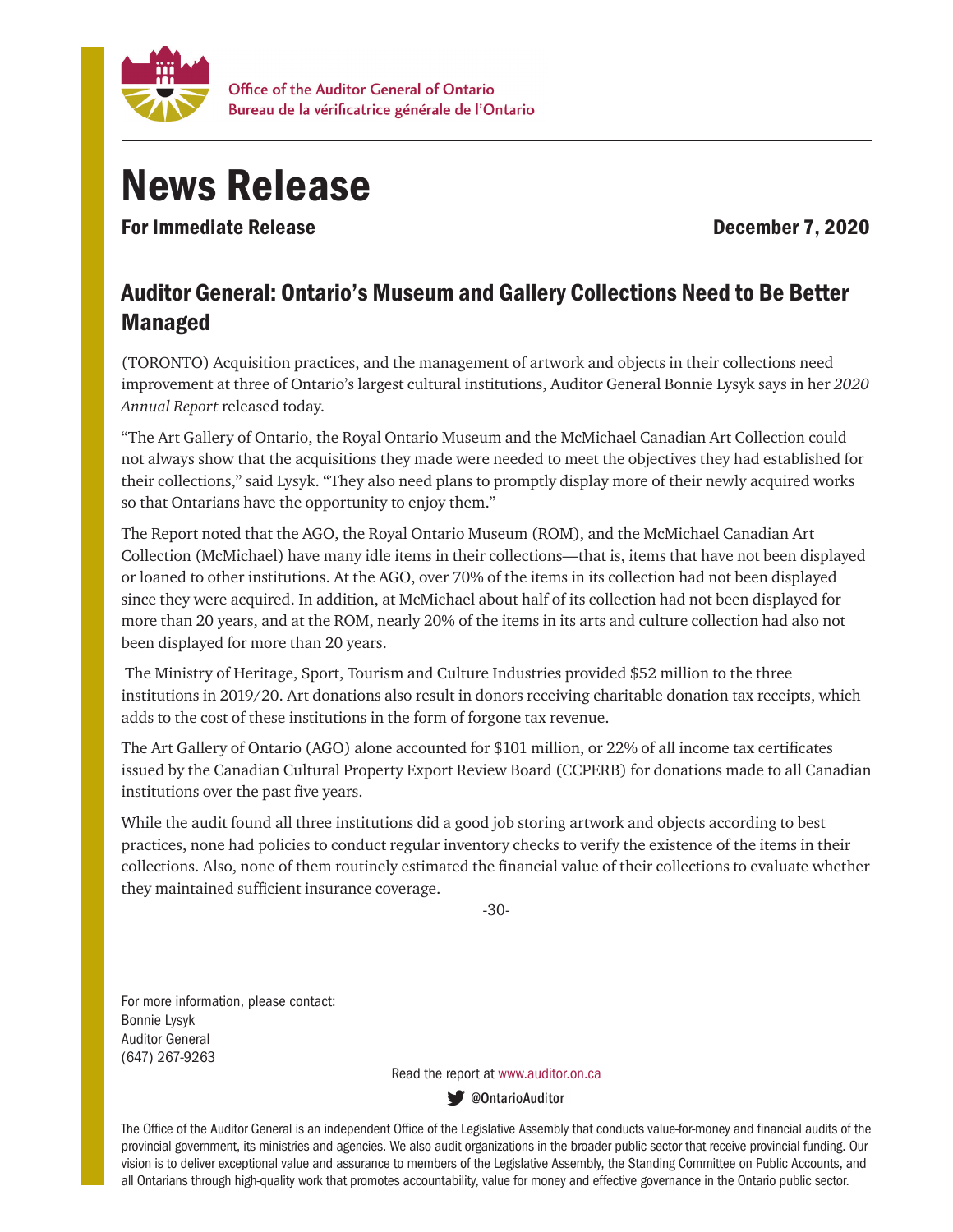Office of the Auditor General of Ontario
Bureau de la vérificatrice générale de l'Ontario

# News Release

**For Immediate Release** **December 7, 2020**

## Auditor General: Ontario's Museum and Gallery Collections Need to Be Better Managed

(TORONTO) Acquisition practices, and the management of artwork and objects in their collections need improvement at three of Ontario's largest cultural institutions, Auditor General Bonnie Lysyk says in her *2020 Annual Report* released today.

"The Art Gallery of Ontario, the Royal Ontario Museum and the McMichael Canadian Art Collection could not always show that the acquisitions they made were needed to meet the objectives they had established for their collections," said Lysyk. "They also need plans to promptly display more of their newly acquired works so that Ontarians have the opportunity to enjoy them."

The Report noted that the AGO, the Royal Ontario Museum (ROM), and the McMichael Canadian Art Collection (McMichael) have many idle items in their collections—that is, items that have not been displayed or loaned to other institutions. At the AGO, over 70% of the items in its collection had not been displayed since they were acquired. In addition, at McMichael about half of its collection had not been displayed for more than 20 years, and at the ROM, nearly 20% of the items in its arts and culture collection had also not been displayed for more than 20 years.

The Ministry of Heritage, Sport, Tourism and Culture Industries provided $52 million to the three institutions in 2019/20. Art donations also result in donors receiving charitable donation tax receipts, which adds to the cost of these institutions in the form of forgone tax revenue.

The Art Gallery of Ontario (AGO) alone accounted for $101 million, or 22% of all income tax certificates issued by the Canadian Cultural Property Export Review Board (CCPERB) for donations made to all Canadian institutions over the past five years.

While the audit found all three institutions did a good job storing artwork and objects according to best practices, none had policies to conduct regular inventory checks to verify the existence of the items in their collections. Also, none of them routinely estimated the financial value of their collections to evaluate whether they maintained sufficient insurance coverage.

-30-

For more information, please contact:
Bonnie Lysyk
Auditor General
(647) 267-9263

Read the report at www.auditor.on.ca

@OntarioAuditor

The Office of the Auditor General is an independent Office of the Legislative Assembly that conducts value-for-money and financial audits of the provincial government, its ministries and agencies. We also audit organizations in the broader public sector that receive provincial funding. Our vision is to deliver exceptional value and assurance to members of the Legislative Assembly, the Standing Committee on Public Accounts, and all Ontarians through high-quality work that promotes accountability, value for money and effective governance in the Ontario public sector.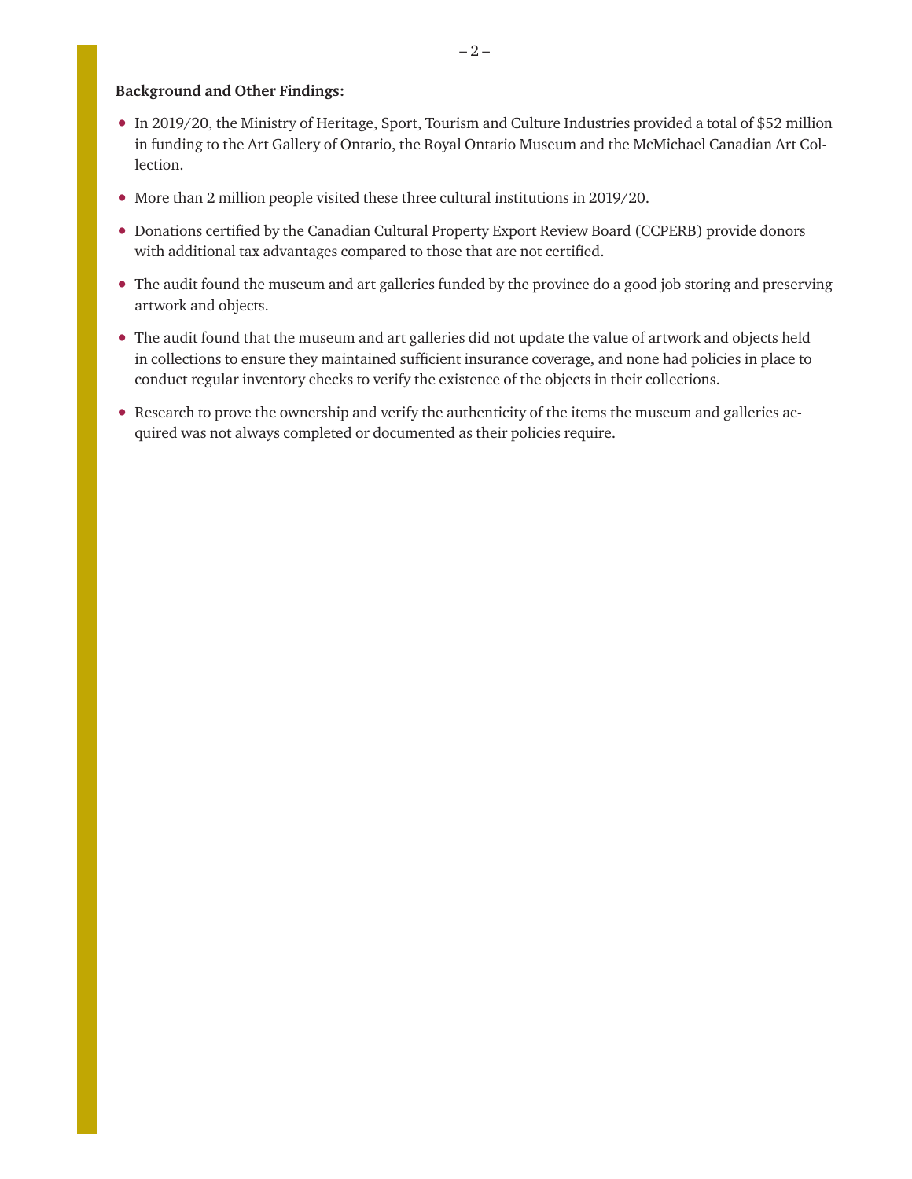**Background and Other Findings:**

- In 2019/20, the Ministry of Heritage, Sport, Tourism and Culture Industries provided a total of $52 million in funding to the Art Gallery of Ontario, the Royal Ontario Museum and the McMichael Canadian Art Collection.
- More than 2 million people visited these three cultural institutions in 2019/20.
- Donations certified by the Canadian Cultural Property Export Review Board (CCPERB) provide donors with additional tax advantages compared to those that are not certified.
- The audit found the museum and art galleries funded by the province do a good job storing and preserving artwork and objects.
- The audit found that the museum and art galleries did not update the value of artwork and objects held in collections to ensure they maintained sufficient insurance coverage, and none had policies in place to conduct regular inventory checks to verify the existence of the objects in their collections.
- Research to prove the ownership and verify the authenticity of the items the museum and galleries acquired was not always completed or documented as their policies require.